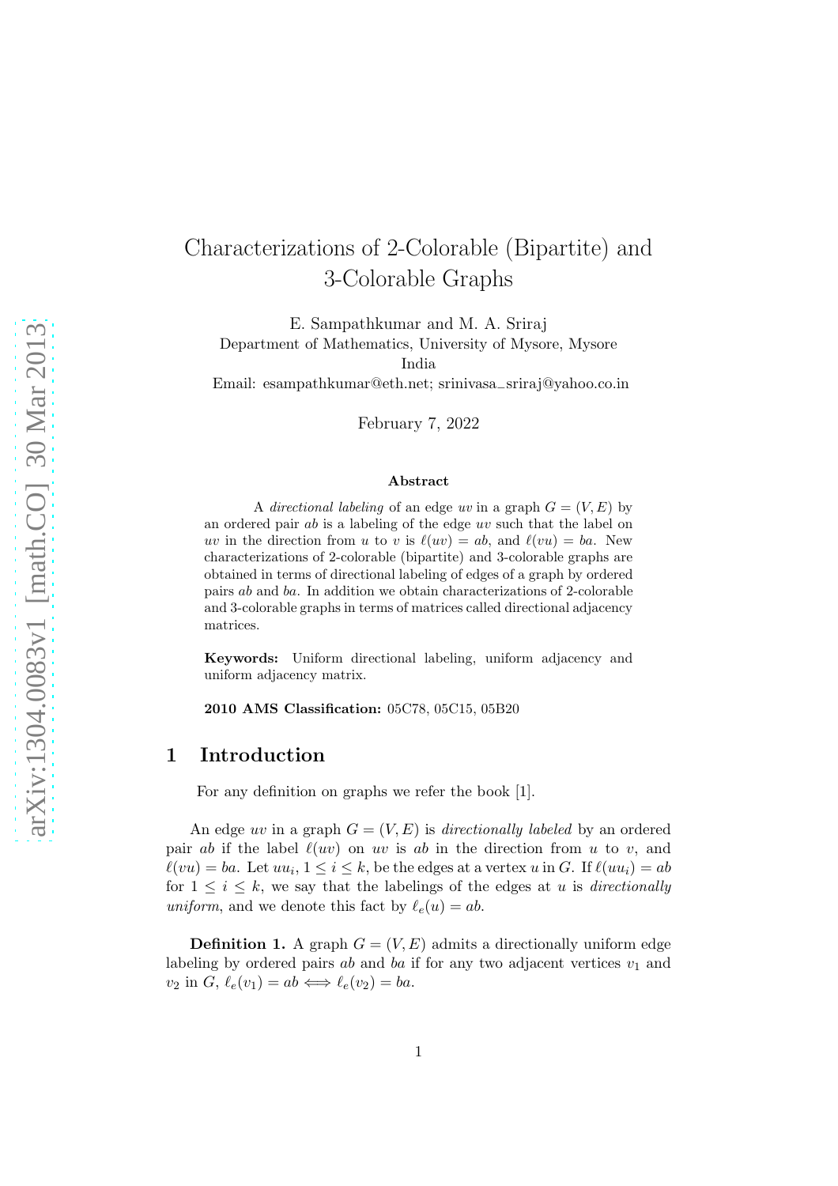# Characterizations of 2-Colorable (Bipartite) and 3-Colorable Graphs

E. Sampathkumar and M. A. Sriraj
Department of Mathematics, University of Mysore, Mysore
India
Email: esampathkumar@eth.net; srinivasa_sriraj@yahoo.co.in

February 7, 2022

### Abstract

A *directional labeling* of an edge $uv$ in a graph $G = (V, E)$ by an ordered pair $ab$ is a labeling of the edge $uv$ such that the label on $uv$ in the direction from $u$ to $v$ is $\ell(uv) = ab$, and $\ell(vu) = ba$. New characterizations of 2-colorable (bipartite) and 3-colorable graphs are obtained in terms of directional labeling of edges of a graph by ordered pairs $ab$ and $ba$. In addition we obtain characterizations of 2-colorable and 3-colorable graphs in terms of matrices called directional adjacency matrices.

**Keywords:** Uniform directional labeling, uniform adjacency and uniform adjacency matrix.

**2010 AMS Classification:** 05C78, 05C15, 05B20

## 1 Introduction

For any definition on graphs we refer the book [1].

An edge $uv$ in a graph $G = (V, E)$ is *directionally labeled* by an ordered pair $ab$ if the label $\ell(uv)$ on $uv$ is $ab$ in the direction from $u$ to $v$, and $\ell(vu) = ba$. Let $uu_i$, $1 \leq i \leq k$, be the edges at a vertex $u$ in $G$. If $\ell(uu_i) = ab$ for $1 \leq i \leq k$, we say that the labelings of the edges at $u$ is *directionally uniform*, and we denote this fact by $\ell_e(u) = ab$.

**Definition 1.** A graph $G = (V, E)$ admits a directionally uniform edge labeling by ordered pairs $ab$ and $ba$ if for any two adjacent vertices $v_1$ and $v_2$ in $G$, $\ell_e(v_1) = ab \Longleftrightarrow \ell_e(v_2) = ba$.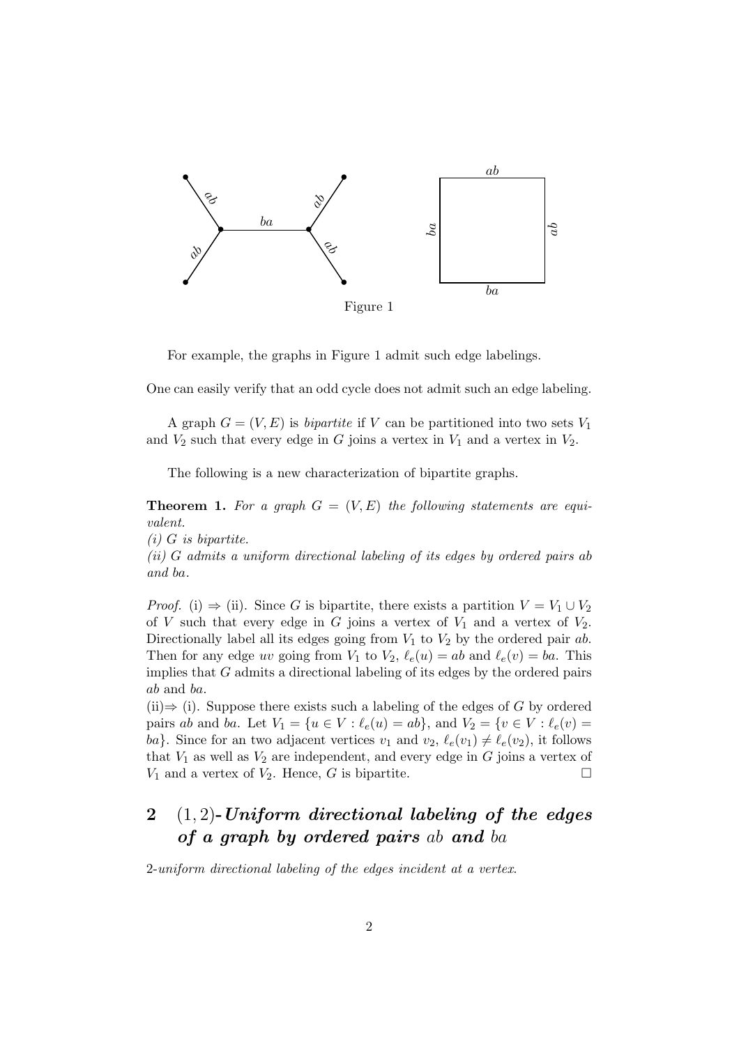Figure 1

For example, the graphs in Figure 1 admit such edge labelings.

One can easily verify that an odd cycle does not admit such an edge labeling.

A graph $G = (V, E)$ is *bipartite* if $V$ can be partitioned into two sets $V_1$ and $V_2$ such that every edge in $G$ joins a vertex in $V_1$ and a vertex in $V_2$.

The following is a new characterization of bipartite graphs.

**Theorem 1.** *For a graph $G = (V, E)$ the following statements are equivalent.*
*(i) $G$ is bipartite.*
*(ii) $G$ admits a uniform directional labeling of its edges by ordered pairs $ab$ and $ba$.*

*Proof.* (i) $\Rightarrow$ (ii). Since $G$ is bipartite, there exists a partition $V = V_1 \cup V_2$ of $V$ such that every edge in $G$ joins a vertex of $V_1$ and a vertex of $V_2$. Directionally label all its edges going from $V_1$ to $V_2$ by the ordered pair $ab$. Then for any edge $uv$ going from $V_1$ to $V_2$, $\ell_e(u) = ab$ and $\ell_e(v) = ba$. This implies that $G$ admits a directional labeling of its edges by the ordered pairs $ab$ and $ba$.
(ii)$\Rightarrow$ (i). Suppose there exists such a labeling of the edges of $G$ by ordered pairs $ab$ and $ba$. Let $V_1 = \{u \in V : \ell_e(u) = ab\}$, and $V_2 = \{v \in V : \ell_e(v) = ba\}$. Since for an two adjacent vertices $v_1$ and $v_2$, $\ell_e(v_1) \neq \ell_e(v_2)$, it follows that $V_1$ as well as $V_2$ are independent, and every edge in $G$ joins a vertex of $V_1$ and a vertex of $V_2$. Hence, $G$ is bipartite. $\square$

## 2 $(1, 2)$-*Uniform directional labeling of the edges of a graph by ordered pairs* $ab$ *and* $ba$

2-*uniform directional labeling of the edges incident at a vertex*.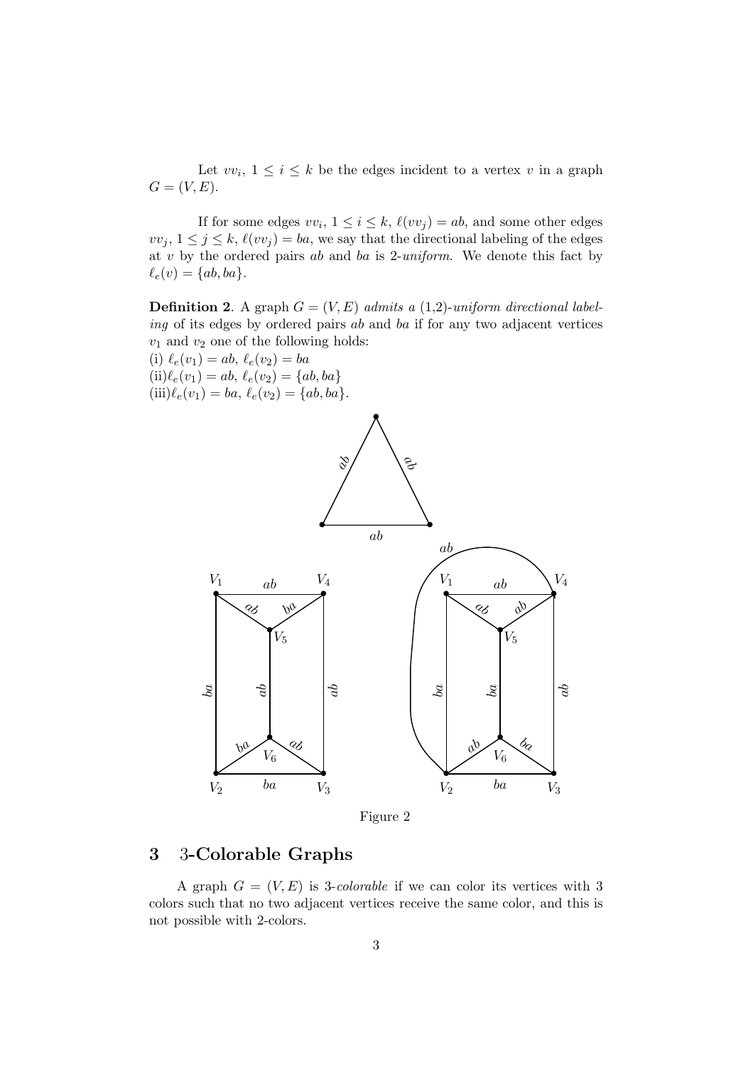Let $vv_i$, $1 \leq i \leq k$ be the edges incident to a vertex $v$ in a graph $G = (V, E)$.

If for some edges $vv_i$, $1 \leq i \leq k$, $\ell(vv_j) = ab$, and some other edges $vv_j$, $1 \leq j \leq k$, $\ell(vv_j) = ba$, we say that the directional labeling of the edges at $v$ by the ordered pairs $ab$ and $ba$ is 2-*uniform*. We denote this fact by $\ell_e(v) = \{ab, ba\}$.

**Definition 2**. A graph $G = (V, E)$ *admits a (1,2)-uniform directional labeling* of its edges by ordered pairs $ab$ and $ba$ if for any two adjacent vertices $v_1$ and $v_2$ one of the following holds:
(i) $\ell_e(v_1) = ab$, $\ell_e(v_2) = ba$
(ii) $\ell_e(v_1) = ab$, $\ell_e(v_2) = \{ab, ba\}$
(iii) $\ell_e(v_1) = ba$, $\ell_e(v_2) = \{ab, ba\}$.

Figure 2

## 3 3-Colorable Graphs

A graph $G = (V, E)$ is 3-*colorable* if we can color its vertices with 3 colors such that no two adjacent vertices receive the same color, and this is not possible with 2-colors.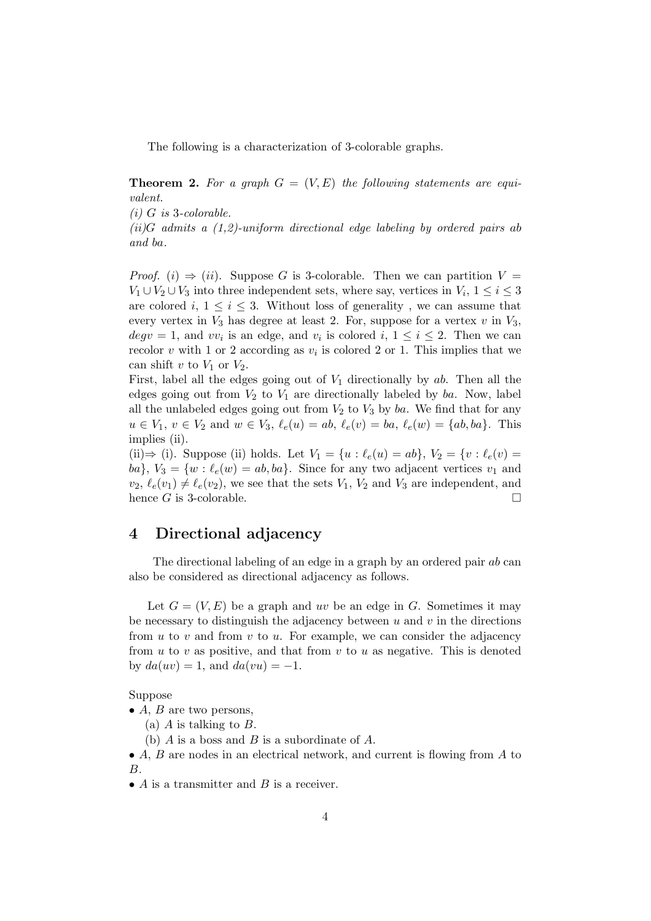The following is a characterization of 3-colorable graphs.

**Theorem 2.** *For a graph $G = (V, E)$ the following statements are equivalent.*
*(i) $G$ is 3-colorable.*
*(ii)$G$ admits a (1,2)-uniform directional edge labeling by ordered pairs $ab$ and $ba$.*

*Proof.* $(i) \Rightarrow (ii)$. Suppose $G$ is 3-colorable. Then we can partition $V = V_1 \cup V_2 \cup V_3$ into three independent sets, where say, vertices in $V_i$, $1 \leq i \leq 3$ are colored $i$, $1 \leq i \leq 3$. Without loss of generality , we can assume that every vertex in $V_3$ has degree at least 2. For, suppose for a vertex $v$ in $V_3$, $degv = 1$, and $vv_i$ is an edge, and $v_i$ is colored $i$, $1 \leq i \leq 2$. Then we can recolor $v$ with 1 or 2 according as $v_i$ is colored 2 or 1. This implies that we can shift $v$ to $V_1$ or $V_2$.
First, label all the edges going out of $V_1$ directionally by $ab$. Then all the edges going out from $V_2$ to $V_1$ are directionally labeled by $ba$. Now, label all the unlabeled edges going out from $V_2$ to $V_3$ by $ba$. We find that for any $u \in V_1$, $v \in V_2$ and $w \in V_3$, $\ell_e(u) = ab$, $\ell_e(v) = ba$, $\ell_e(w) = \{ab, ba\}$. This implies (ii).
(ii)$\Rightarrow$ (i). Suppose (ii) holds. Let $V_1 = \{u : \ell_e(u) = ab\}$, $V_2 = \{v : \ell_e(v) = ba\}$, $V_3 = \{w : \ell_e(w) = ab, ba\}$. Since for any two adjacent vertices $v_1$ and $v_2$, $\ell_e(v_1) \neq \ell_e(v_2)$, we see that the sets $V_1$, $V_2$ and $V_3$ are independent, and hence $G$ is 3-colorable. $\square$

## 4 Directional adjacency

The directional labeling of an edge in a graph by an ordered pair $ab$ can also be considered as directional adjacency as follows.

Let $G = (V, E)$ be a graph and $uv$ be an edge in $G$. Sometimes it may be necessary to distinguish the adjacency between $u$ and $v$ in the directions from $u$ to $v$ and from $v$ to $u$. For example, we can consider the adjacency from $u$ to $v$ as positive, and that from $v$ to $u$ as negative. This is denoted by $da(uv) = 1$, and $da(vu) = -1$.

Suppose
- $A$, $B$ are two persons,
  (a) $A$ is talking to $B$.
  (b) $A$ is a boss and $B$ is a subordinate of $A$.
- $A$, $B$ are nodes in an electrical network, and current is flowing from $A$ to $B$.
- $A$ is a transmitter and $B$ is a receiver.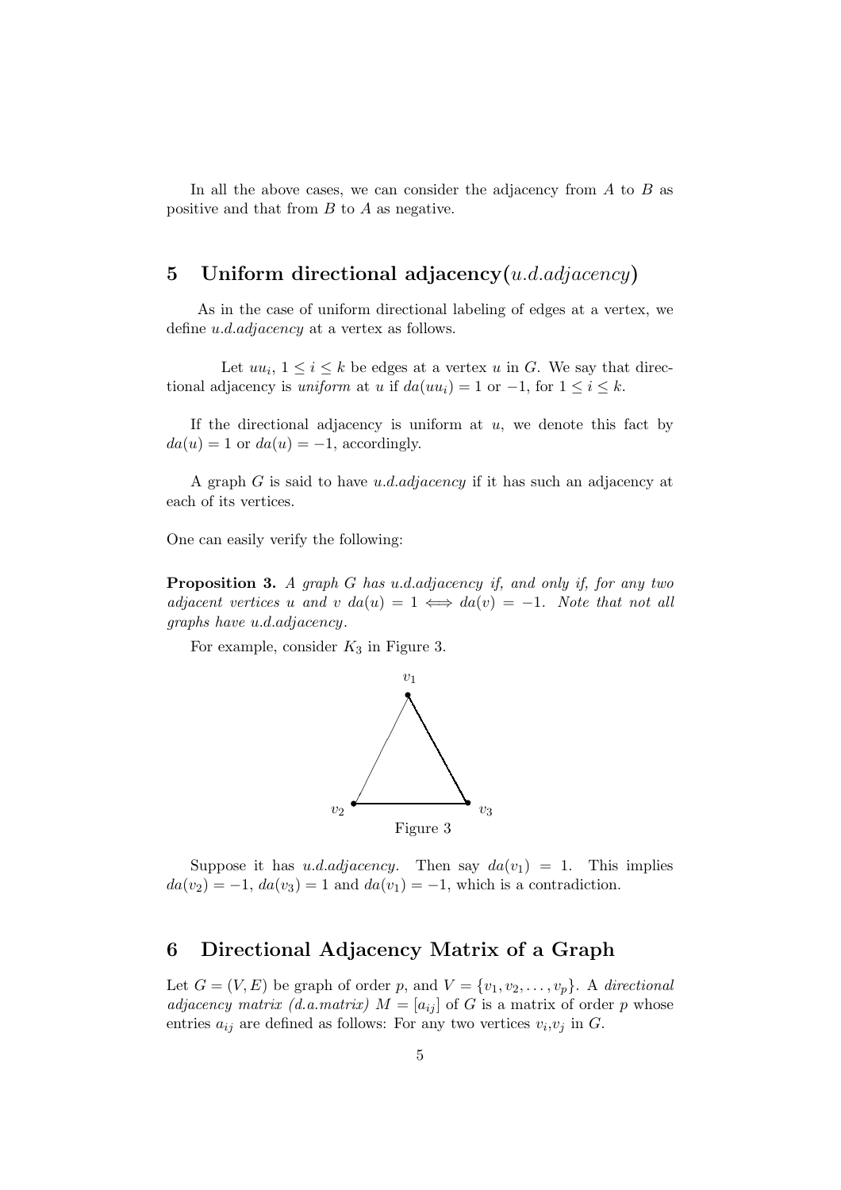In all the above cases, we can consider the adjacency from $A$ to $B$ as positive and that from $B$ to $A$ as negative.

## 5 Uniform directional adjacency(*u.d.adjacency*)

As in the case of uniform directional labeling of edges at a vertex, we define *u.d.adjacency* at a vertex as follows.

Let $uu_i$, $1 \leq i \leq k$ be edges at a vertex $u$ in $G$. We say that directional adjacency is *uniform* at $u$ if $da(uu_i) = 1$ or $-1$, for $1 \leq i \leq k$.

If the directional adjacency is uniform at $u$, we denote this fact by $da(u) = 1$ or $da(u) = -1$, accordingly.

A graph $G$ is said to have *u.d.adjacency* if it has such an adjacency at each of its vertices.

One can easily verify the following:

**Proposition 3.** *A graph $G$ has u.d.adjacency if, and only if, for any two adjacent vertices $u$ and $v$ $da(u) = 1 \iff da(v) = -1$. Note that not all graphs have u.d.adjacency.*

For example, consider $K_3$ in Figure 3.

Figure 3

Suppose it has *u.d.adjacency*. Then say $da(v_1) = 1$. This implies $da(v_2) = -1$, $da(v_3) = 1$ and $da(v_1) = -1$, which is a contradiction.

## 6 Directional Adjacency Matrix of a Graph

Let $G = (V, E)$ be graph of order $p$, and $V = \{v_1, v_2, \ldots, v_p\}$. A *directional adjacency matrix (d.a.matrix)* $M = [a_{ij}]$ of $G$ is a matrix of order $p$ whose entries $a_{ij}$ are defined as follows: For any two vertices $v_i$,$v_j$ in $G$.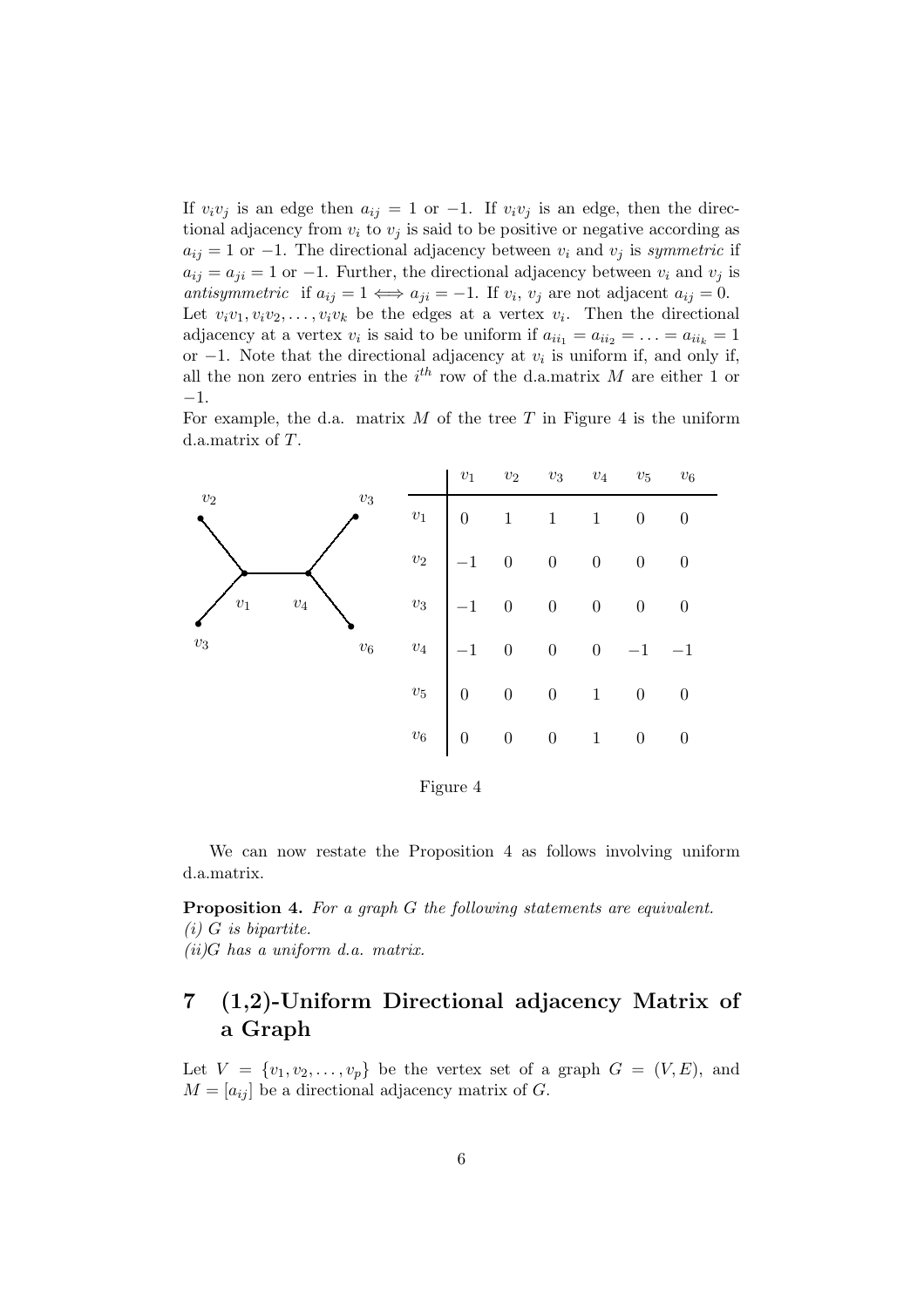If $v_iv_j$ is an edge then $a_{ij} = 1$ or $-1$. If $v_iv_j$ is an edge, then the directional adjacency from $v_i$ to $v_j$ is said to be positive or negative according as $a_{ij} = 1$ or $-1$. The directional adjacency between $v_i$ and $v_j$ is *symmetric* if $a_{ij} = a_{ji} = 1$ or $-1$. Further, the directional adjacency between $v_i$ and $v_j$ is *antisymmetric* if $a_{ij} = 1 \iff a_{ji} = -1$. If $v_i$, $v_j$ are not adjacent $a_{ij} = 0$. Let $v_iv_1, v_iv_2, \ldots, v_iv_k$ be the edges at a vertex $v_i$. Then the directional adjacency at a vertex $v_i$ is said to be uniform if $a_{ii_1} = a_{ii_2} = \ldots = a_{ii_k} = 1$ or $-1$. Note that the directional adjacency at $v_i$ is uniform if, and only if, all the non zero entries in the $i^{th}$ row of the d.a.matrix $M$ are either 1 or $-1$.

For example, the d.a. matrix $M$ of the tree $T$ in Figure 4 is the uniform d.a.matrix of $T$.

|  | $v_1$ | $v_2$ | $v_3$ | $v_4$ | $v_5$ | $v_6$ |
|---|---|---|---|---|---|---|
| $v_1$ | 0 | 1 | 1 | 1 | 0 | 0 |
| $v_2$ | $-1$ | 0 | 0 | 0 | 0 | 0 |
| $v_3$ | $-1$ | 0 | 0 | 0 | 0 | 0 |
| $v_4$ | $-1$ | 0 | 0 | 0 | $-1$ | $-1$ |
| $v_5$ | 0 | 0 | 0 | 1 | 0 | 0 |
| $v_6$ | 0 | 0 | 0 | 1 | 0 | 0 |

Figure 4

We can now restate the Proposition 4 as follows involving uniform d.a.matrix.

**Proposition 4.** *For a graph $G$ the following statements are equivalent.*
*(i) $G$ is bipartite.*
*(ii) $G$ has a uniform d.a. matrix.*

## 7 (1,2)-Uniform Directional adjacency Matrix of a Graph

Let $V = \{v_1, v_2, \ldots, v_p\}$ be the vertex set of a graph $G = (V, E)$, and $M = [a_{ij}]$ be a directional adjacency matrix of $G$.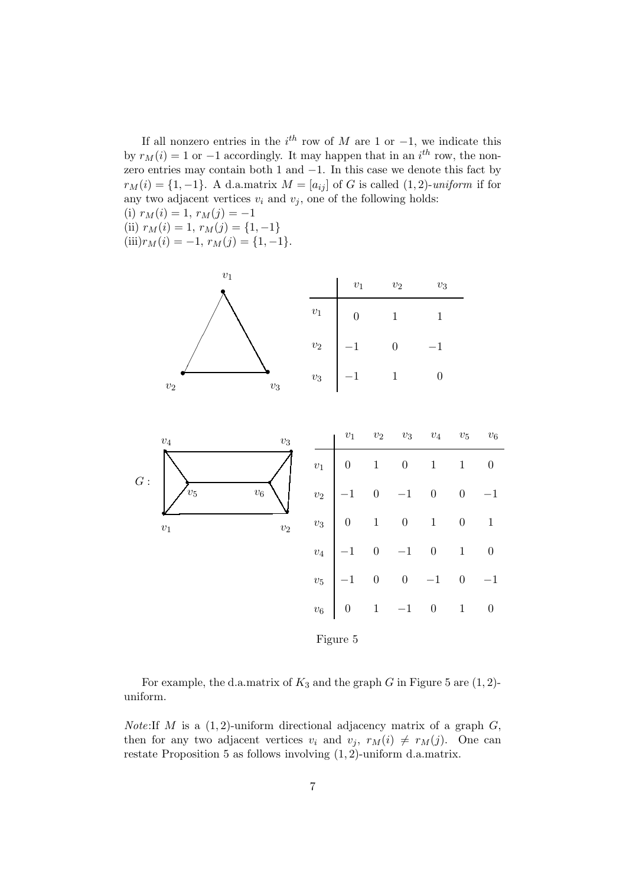If all nonzero entries in the $i^{th}$ row of $M$ are 1 or $-1$, we indicate this by $r_M(i) = 1$ or $-1$ accordingly. It may happen that in an $i^{th}$ row, the nonzero entries may contain both 1 and $-1$. In this case we denote this fact by $r_M(i) = \{1, -1\}$. A d.a.matrix $M = [a_{ij}]$ of $G$ is called $(1,2)$-*uniform* if for any two adjacent vertices $v_i$ and $v_j$, one of the following holds:
(i) $r_M(i) = 1$, $r_M(j) = -1$
(ii) $r_M(i) = 1$, $r_M(j) = \{1, -1\}$
(iii) $r_M(i) = -1$, $r_M(j) = \{1, -1\}$.

| | $v_1$ | $v_2$ | $v_3$ |
|---|---|---|---|
| $v_1$ | 0 | 1 | 1 |
| $v_2$ | $-1$ | 0 | $-1$ |
| $v_3$ | $-1$ | 1 | 0 |

$G$ :

| | $v_1$ | $v_2$ | $v_3$ | $v_4$ | $v_5$ | $v_6$ |
|---|---|---|---|---|---|---|
| $v_1$ | 0 | 1 | 0 | 1 | 1 | 0 |
| $v_2$ | $-1$ | 0 | $-1$ | 0 | 0 | $-1$ |
| $v_3$ | 0 | 1 | 0 | 1 | 0 | 1 |
| $v_4$ | $-1$ | 0 | $-1$ | 0 | 1 | 0 |
| $v_5$ | $-1$ | 0 | 0 | $-1$ | 0 | $-1$ |
| $v_6$ | 0 | 1 | $-1$ | 0 | 1 | 0 |

Figure 5

For example, the d.a.matrix of $K_3$ and the graph $G$ in Figure 5 are $(1,2)$-uniform.

*Note*:If $M$ is a $(1,2)$-uniform directional adjacency matrix of a graph $G$, then for any two adjacent vertices $v_i$ and $v_j$, $r_M(i) \neq r_M(j)$. One can restate Proposition 5 as follows involving $(1,2)$-uniform d.a.matrix.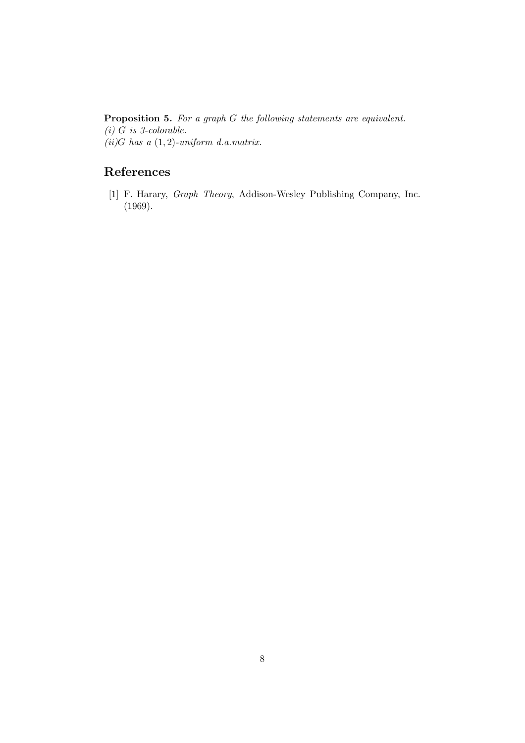**Proposition 5.** *For a graph $G$ the following statements are equivalent.*
*(i) $G$ is 3-colorable.*
*(ii)$G$ has a $(1, 2)$-uniform d.a.matrix.*

## References

[1] F. Harary, *Graph Theory*, Addison-Wesley Publishing Company, Inc. (1969).